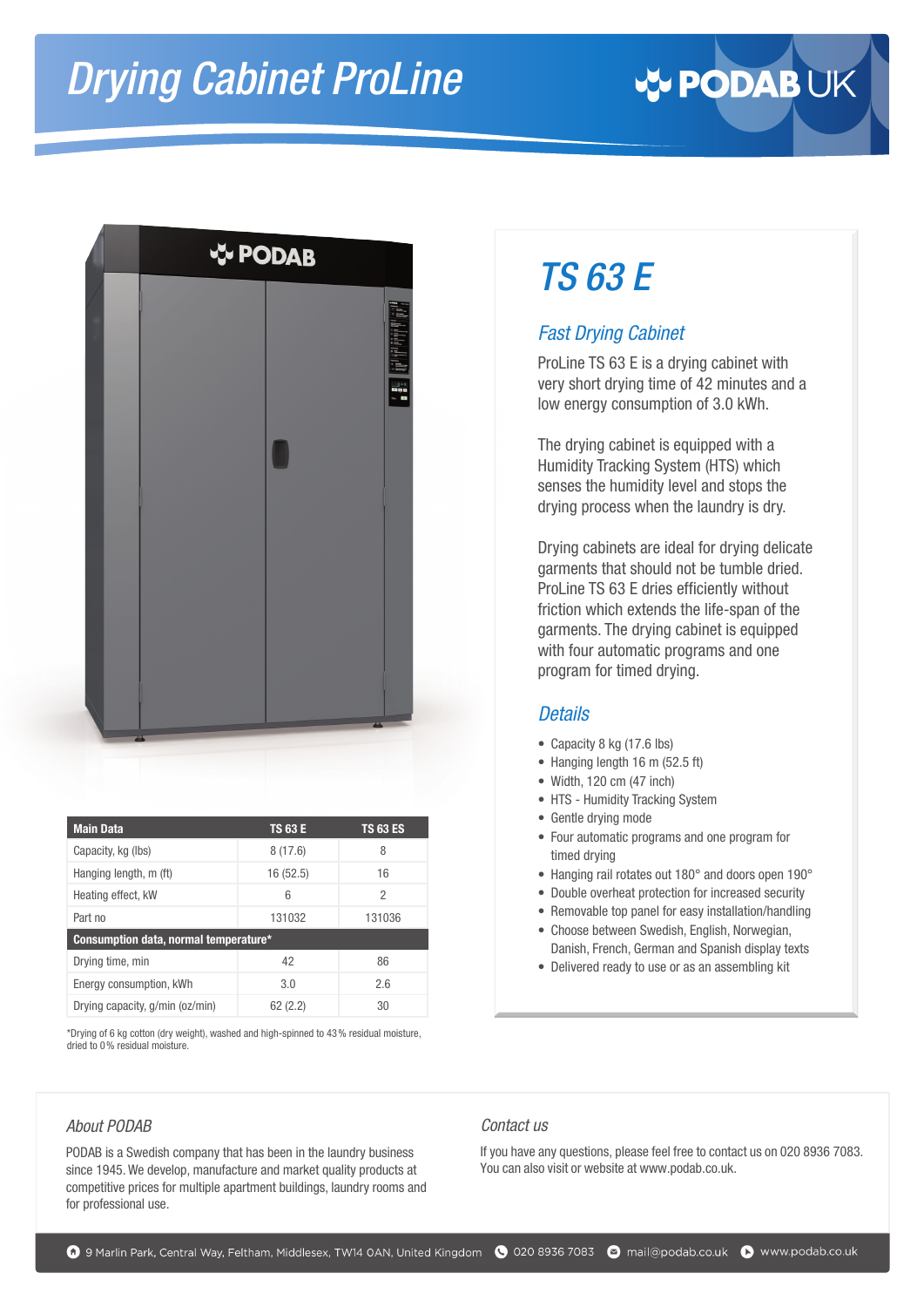# Drying Cabinet ProLine

PODAB UK

## TS 63 E

### Fast Drying Cabinet

ProLine TS 63 E is a drying cabinet with very short drying time of 42 minutes and a low energy consumption of 3.0 kWh.

The drying cabinet is equipped with a Humidity Tracking System (HTS) which senses the humidity level and stops the drying process when the laundry is dry.

Drying cabinets are ideal for drying delicate garments that should not be tumble dried. ProLine TS 63 E dries efficiently without friction which extends the life-span of the garments. The drying cabinet is equipped with four automatic programs and one program for timed drying.

### Details

- Capacity 8 kg (17.6 lbs)
- Hanging length 16 m (52.5 ft)
- Width, 120 cm (47 inch)
- HTS - Humidity Tracking System
- Gentle drying mode
- Four automatic programs and one program for timed drying
- Hanging rail rotates out 180° and doors open 190°
- Double overheat protection for increased security
- Removable top panel for easy installation/handling
- Choose between Swedish, English, Norwegian, Danish, French, German and Spanish display texts
- Delivered ready to use or as an assembling kit

| Main Data | TS 63 E | TS 63 ES |
|---|---|---|
| Capacity, kg (lbs) | 8 (17.6) | 8 |
| Hanging length, m (ft) | 16 (52.5) | 16 |
| Heating effect, kW | 6 | 2 |
| Part no | 131032 | 131036 |
| **Consumption data, normal temperature*** | | |
| Drying time, min | 42 | 86 |
| Energy consumption, kWh | 3.0 | 2.6 |
| Drying capacity, g/min (oz/min) | 62 (2.2) | 30 |

*Drying of 6 kg cotton (dry weight), washed and high-spinned to 43 % residual moisture, dried to 0 % residual moisture.

### About PODAB

PODAB is a Swedish company that has been in the laundry business since 1945. We develop, manufacture and market quality products at competitive prices for multiple apartment buildings, laundry rooms and for professional use.

### Contact us

If you have any questions, please feel free to contact us on 020 8936 7083. You can also visit or website at www.podab.co.uk.

9 Marlin Park, Central Way, Feltham, Middlesex, TW14 0AN, United Kingdom | 020 8936 7083 | mail@podab.co.uk | www.podab.co.uk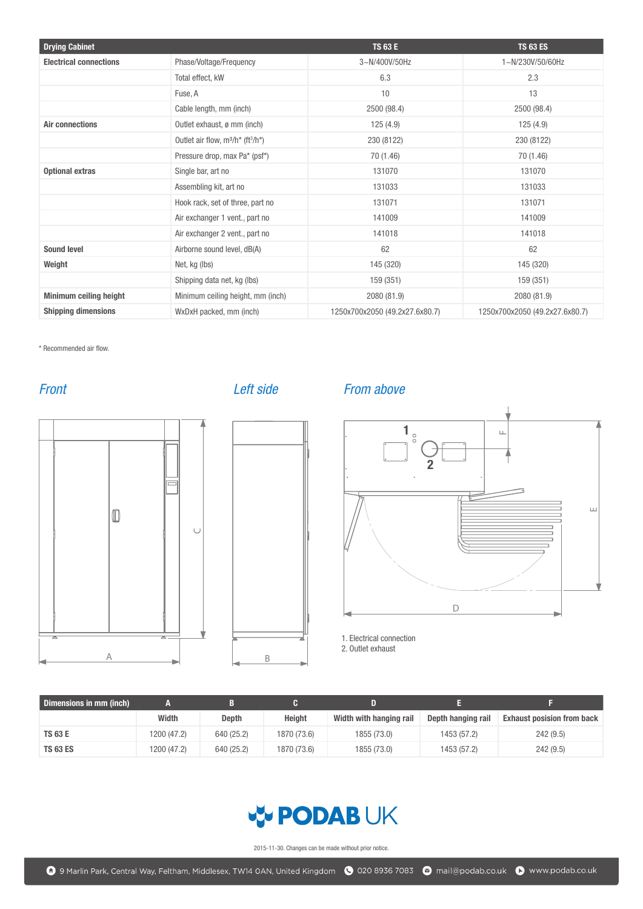| Drying Cabinet | | TS 63 E | TS 63 ES |
|---|---|---|---|
| Electrical connections | Phase/Voltage/Frequency | 3~N/400V/50Hz | 1~N/230V/50/60Hz |
| | Total effect, kW | 6.3 | 2.3 |
| | Fuse, A | 10 | 13 |
| | Cable length, mm (inch) | 2500 (98.4) | 2500 (98.4) |
| Air connections | Outlet exhaust, ø mm (inch) | 125 (4.9) | 125 (4.9) |
| | Outlet air flow, m³/h* (ft³/h*) | 230 (8122) | 230 (8122) |
| | Pressure drop, max Pa* (psf*) | 70 (1.46) | 70 (1.46) |
| Optional extras | Single bar, art no | 131070 | 131070 |
| | Assembling kit, art no | 131033 | 131033 |
| | Hook rack, set of three, part no | 131071 | 131071 |
| | Air exchanger 1 vent., part no | 141009 | 141009 |
| | Air exchanger 2 vent., part no | 141018 | 141018 |
| Sound level | Airborne sound level, dB(A) | 62 | 62 |
| Weight | Net, kg (lbs) | 145 (320) | 145 (320) |
| | Shipping data net, kg (lbs) | 159 (351) | 159 (351) |
| Minimum ceiling height | Minimum ceiling height, mm (inch) | 2080 (81.9) | 2080 (81.9) |
| Shipping dimensions | WxDxH packed, mm (inch) | 1250x700x2050 (49.2x27.6x80.7) | 1250x700x2050 (49.2x27.6x80.7) |

* Recommended air flow.

*Front*

A

C

*Left side*

B

*From above*

1

2

D

E

F

1. Electrical connection
2. Outlet exhaust

| Dimensions in mm (inch) | A | B | C | D | E | F |
|---|---|---|---|---|---|---|
| | Width | Depth | Height | Width with hanging rail | Depth hanging rail | Exhaust posision from back |
| TS 63 E | 1200 (47.2) | 640 (25.2) | 1870 (73.6) | 1855 (73.0) | 1453 (57.2) | 242 (9.5) |
| TS 63 ES | 1200 (47.2) | 640 (25.2) | 1870 (73.6) | 1855 (73.0) | 1453 (57.2) | 242 (9.5) |

PODAB UK

2015-11-30. Changes can be made without prior notice.

9 Marlin Park, Central Way, Feltham, Middlesex, TW14 0AN, United Kingdom 020 8936 7083 mail@podab.co.uk www.podab.co.uk